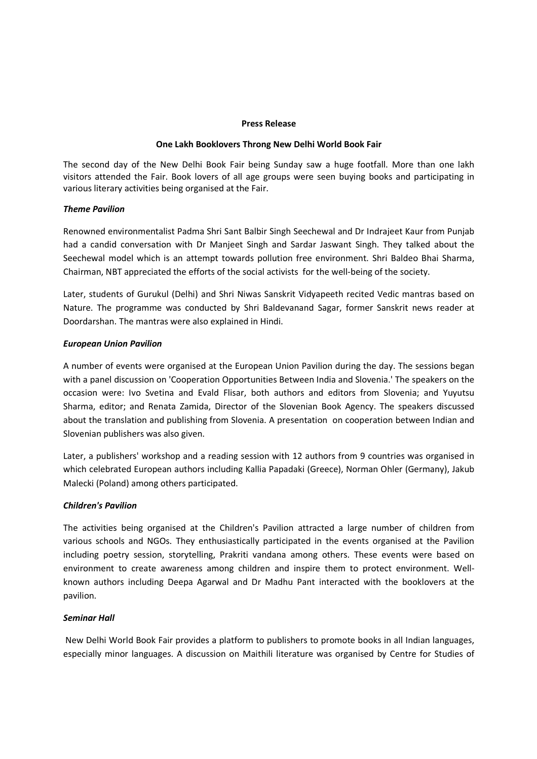**Press Release**

**One Lakh Booklovers Throng New Delhi World Book Fair**

The second day of the New Delhi Book Fair being Sunday saw a huge footfall. More than one lakh visitors attended the Fair. Book lovers of all age groups were seen buying books and participating in various literary activities being organised at the Fair.

***Theme Pavilion***

Renowned environmentalist Padma Shri Sant Balbir Singh Seechewal and Dr Indrajeet Kaur from Punjab had a candid conversation with Dr Manjeet Singh and Sardar Jaswant Singh. They talked about the Seechewal model which is an attempt towards pollution free environment. Shri Baldeo Bhai Sharma, Chairman, NBT appreciated the efforts of the social activists for the well-being of the society.

Later, students of Gurukul (Delhi) and Shri Niwas Sanskrit Vidyapeeth recited Vedic mantras based on Nature. The programme was conducted by Shri Baldevanand Sagar, former Sanskrit news reader at Doordarshan. The mantras were also explained in Hindi.

***European Union Pavilion***

A number of events were organised at the European Union Pavilion during the day. The sessions began with a panel discussion on 'Cooperation Opportunities Between India and Slovenia.' The speakers on the occasion were: Ivo Svetina and Evald Flisar, both authors and editors from Slovenia; and Yuyutsu Sharma, editor; and Renata Zamida, Director of the Slovenian Book Agency. The speakers discussed about the translation and publishing from Slovenia. A presentation on cooperation between Indian and Slovenian publishers was also given.

Later, a publishers' workshop and a reading session with 12 authors from 9 countries was organised in which celebrated European authors including Kallia Papadaki (Greece), Norman Ohler (Germany), Jakub Malecki (Poland) among others participated.

***Children's Pavilion***

The activities being organised at the Children's Pavilion attracted a large number of children from various schools and NGOs. They enthusiastically participated in the events organised at the Pavilion including poetry session, storytelling, Prakriti vandana among others. These events were based on environment to create awareness among children and inspire them to protect environment. Well-known authors including Deepa Agarwal and Dr Madhu Pant interacted with the booklovers at the pavilion.

***Seminar Hall***

New Delhi World Book Fair provides a platform to publishers to promote books in all Indian languages, especially minor languages. A discussion on Maithili literature was organised by Centre for Studies of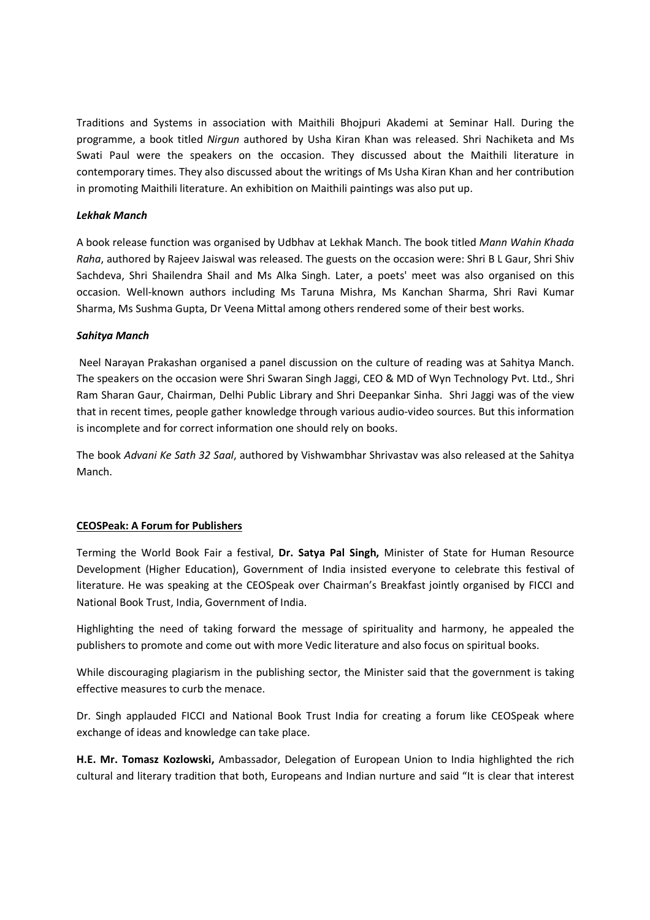Traditions and Systems in association with Maithili Bhojpuri Akademi at Seminar Hall. During the programme, a book titled *Nirgun* authored by Usha Kiran Khan was released. Shri Nachiketa and Ms Swati Paul were the speakers on the occasion. They discussed about the Maithili literature in contemporary times. They also discussed about the writings of Ms Usha Kiran Khan and her contribution in promoting Maithili literature. An exhibition on Maithili paintings was also put up.

***Lekhak Manch***

A book release function was organised by Udbhav at Lekhak Manch. The book titled *Mann Wahin Khada Raha*, authored by Rajeev Jaiswal was released. The guests on the occasion were: Shri B L Gaur, Shri Shiv Sachdeva, Shri Shailendra Shail and Ms Alka Singh. Later, a poets' meet was also organised on this occasion. Well-known authors including Ms Taruna Mishra, Ms Kanchan Sharma, Shri Ravi Kumar Sharma, Ms Sushma Gupta, Dr Veena Mittal among others rendered some of their best works.

***Sahitya Manch***

Neel Narayan Prakashan organised a panel discussion on the culture of reading was at Sahitya Manch. The speakers on the occasion were Shri Swaran Singh Jaggi, CEO & MD of Wyn Technology Pvt. Ltd., Shri Ram Sharan Gaur, Chairman, Delhi Public Library and Shri Deepankar Sinha. Shri Jaggi was of the view that in recent times, people gather knowledge through various audio-video sources. But this information is incomplete and for correct information one should rely on books.

The book *Advani Ke Sath 32 Saal*, authored by Vishwambhar Shrivastav was also released at the Sahitya Manch.

**CEOSPeak: A Forum for Publishers**

Terming the World Book Fair a festival, **Dr. Satya Pal Singh,** Minister of State for Human Resource Development (Higher Education), Government of India insisted everyone to celebrate this festival of literature. He was speaking at the CEOSpeak over Chairman's Breakfast jointly organised by FICCI and National Book Trust, India, Government of India.

Highlighting the need of taking forward the message of spirituality and harmony, he appealed the publishers to promote and come out with more Vedic literature and also focus on spiritual books.

While discouraging plagiarism in the publishing sector, the Minister said that the government is taking effective measures to curb the menace.

Dr. Singh applauded FICCI and National Book Trust India for creating a forum like CEOSpeak where exchange of ideas and knowledge can take place.

**H.E. Mr. Tomasz Kozlowski,** Ambassador, Delegation of European Union to India highlighted the rich cultural and literary tradition that both, Europeans and Indian nurture and said "It is clear that interest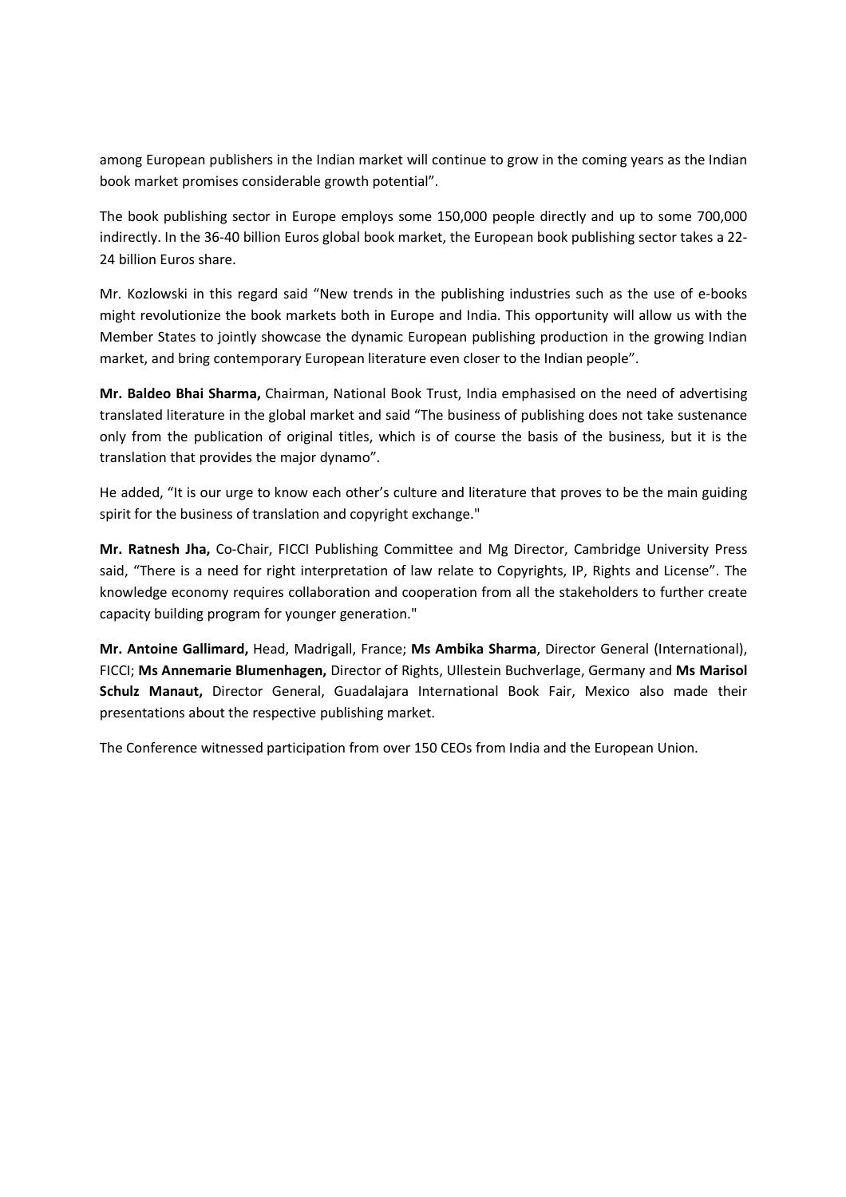among European publishers in the Indian market will continue to grow in the coming years as the Indian book market promises considerable growth potential".

The book publishing sector in Europe employs some 150,000 people directly and up to some 700,000 indirectly. In the 36-40 billion Euros global book market, the European book publishing sector takes a 22-24 billion Euros share.

Mr. Kozlowski in this regard said "New trends in the publishing industries such as the use of e-books might revolutionize the book markets both in Europe and India. This opportunity will allow us with the Member States to jointly showcase the dynamic European publishing production in the growing Indian market, and bring contemporary European literature even closer to the Indian people".

**Mr. Baldeo Bhai Sharma,** Chairman, National Book Trust, India emphasised on the need of advertising translated literature in the global market and said "The business of publishing does not take sustenance only from the publication of original titles, which is of course the basis of the business, but it is the translation that provides the major dynamo".

He added, "It is our urge to know each other's culture and literature that proves to be the main guiding spirit for the business of translation and copyright exchange."

**Mr. Ratnesh Jha,** Co-Chair, FICCI Publishing Committee and Mg Director, Cambridge University Press said, "There is a need for right interpretation of law relate to Copyrights, IP, Rights and License". The knowledge economy requires collaboration and cooperation from all the stakeholders to further create capacity building program for younger generation."

**Mr. Antoine Gallimard,** Head, Madrigall, France; **Ms Ambika Sharma**, Director General (International), FICCI; **Ms Annemarie Blumenhagen,** Director of Rights, Ullestein Buchverlage, Germany and **Ms Marisol Schulz Manaut,** Director General, Guadalajara International Book Fair, Mexico also made their presentations about the respective publishing market.

The Conference witnessed participation from over 150 CEOs from India and the European Union.